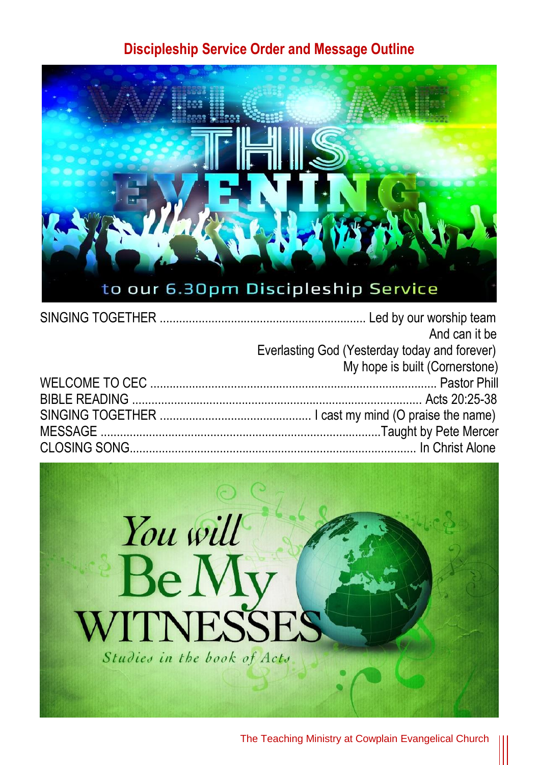## Discipleship Service Order and Message Outline

WELCOME THIS EVENING

to our 6.30pm Discipleship Service

SINGING TOGETHER ........................................ Led by our worship team
And can it be
Everlasting God (Yesterday today and forever)
My hope is built (Cornerstone)

WELCOME TO CEC ........................................ Pastor Phill

BIBLE READING ........................................ Acts 20:25-38

SINGING TOGETHER ........................................ I cast my mind (O praise the name)

MESSAGE ........................................ Taught by Pete Mercer

CLOSING SONG........................................ In Christ Alone

You will Be My WITNESSES

*Studies in the book of Acts*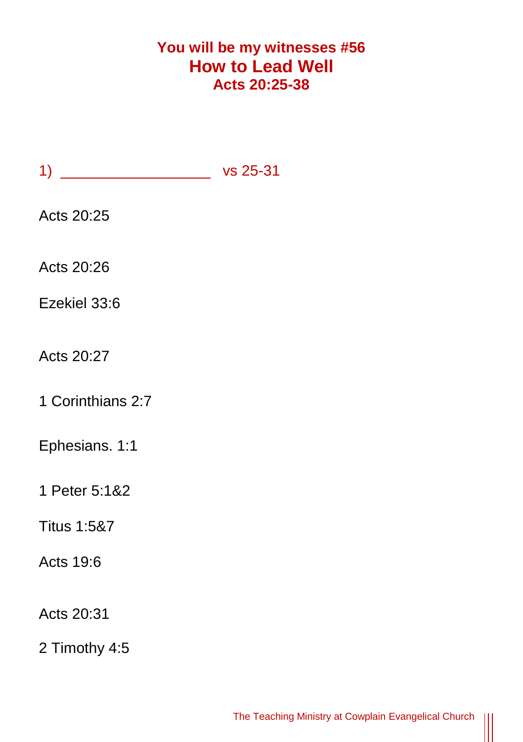# You will be my witnesses #56
## How to Lead Well
### Acts 20:25-38

1) ____________________ vs 25-31

Acts 20:25

Acts 20:26

Ezekiel 33:6

Acts 20:27

1 Corinthians 2:7

Ephesians. 1:1

1 Peter 5:1&2

Titus 1:5&7

Acts 19:6

Acts 20:31

2 Timothy 4:5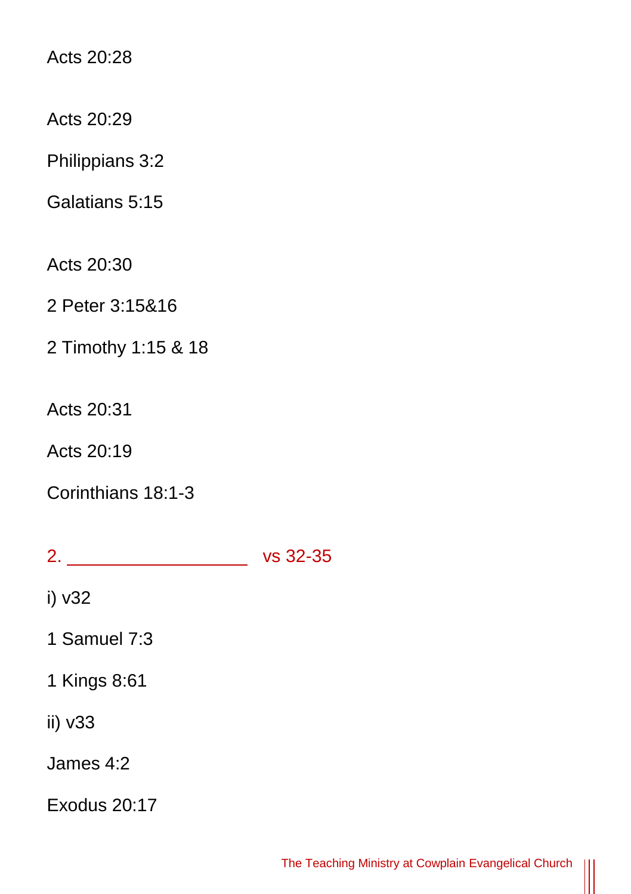Acts 20:28

Acts 20:29

Philippians 3:2

Galatians 5:15

Acts 20:30

2 Peter 3:15&16

2 Timothy 1:15 & 18

Acts 20:31

Acts 20:19

Corinthians 18:1-3

2. \_\_\_\_\_\_\_\_\_\_\_\_\_\_\_\_\_\_\_ vs 32-35

i) v32

1 Samuel 7:3

1 Kings 8:61

ii) v33

James 4:2

Exodus 20:17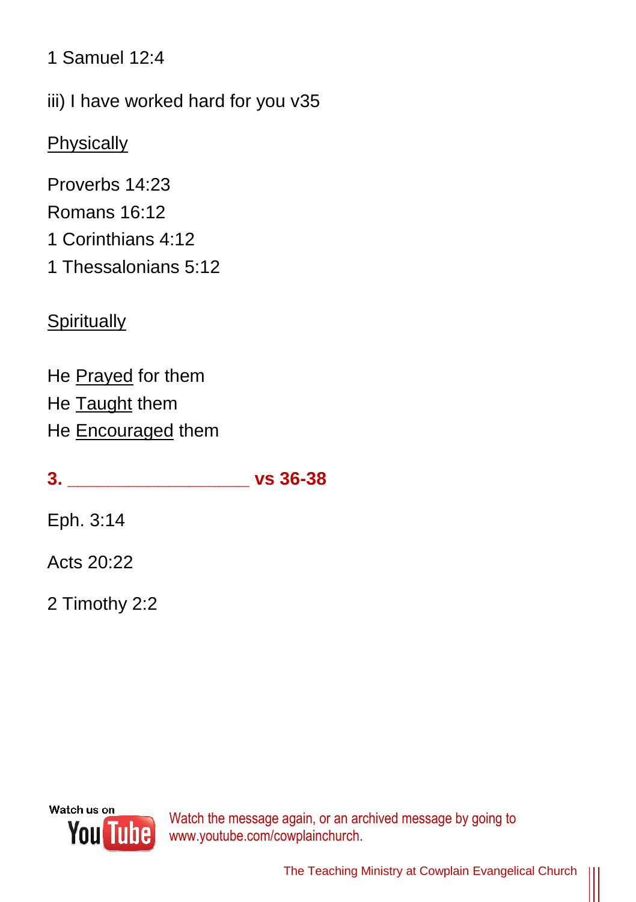1 Samuel 12:4

iii) I have worked hard for you v35

<u>Physically</u>

Proverbs 14:23
Romans 16:12
1 Corinthians 4:12
1 Thessalonians 5:12

<u>Spiritually</u>

He <u>Prayed</u> for them
He <u>Taught</u> them
He <u>Encouraged</u> them

### 3. ________________ vs 36-38

Eph. 3:14

Acts 20:22

2 Timothy 2:2

Watch us on YouTube

Watch the message again, or an archived message by going to www.youtube.com/cowplainchurch.

The Teaching Ministry at Cowplain Evangelical Church